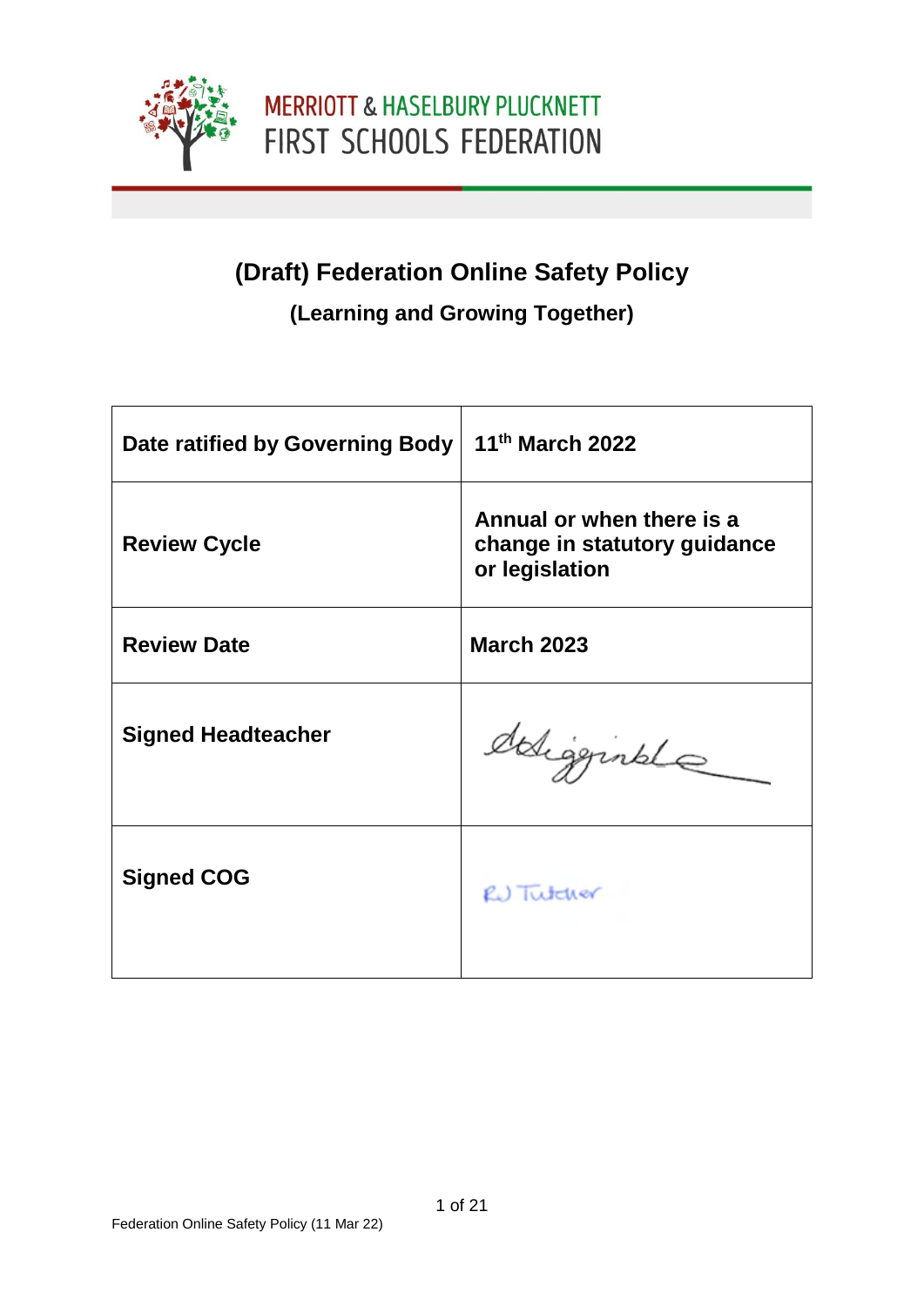MERRIOTT & HASELBURY PLUCKNETT
FIRST SCHOOLS FEDERATION

# (Draft) Federation Online Safety Policy

## (Learning and Growing Together)

| | |
|---|---|
| **Date ratified by Governing Body** | **11th March 2022** |
| **Review Cycle** | **Annual or when there is a change in statutory guidance or legislation** |
| **Review Date** | **March 2023** |
| **Signed Headteacher** | |
| **Signed COG** | RJ Tutcher |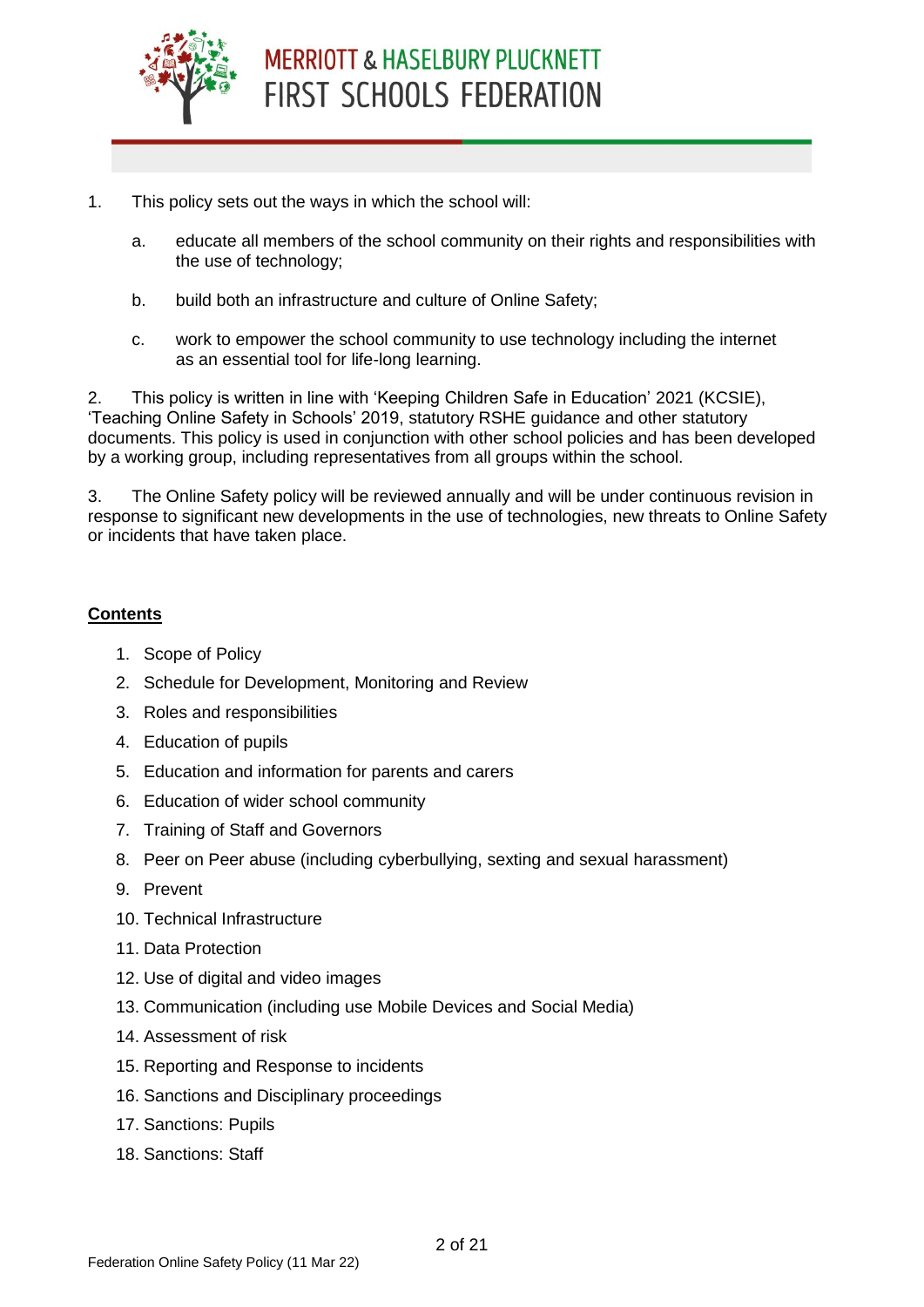1. This policy sets out the ways in which the school will:

   a. educate all members of the school community on their rights and responsibilities with the use of technology;

   b. build both an infrastructure and culture of Online Safety;

   c. work to empower the school community to use technology including the internet as an essential tool for life-long learning.

2. This policy is written in line with 'Keeping Children Safe in Education' 2021 (KCSIE), 'Teaching Online Safety in Schools' 2019, statutory RSHE guidance and other statutory documents. This policy is used in conjunction with other school policies and has been developed by a working group, including representatives from all groups within the school.

3. The Online Safety policy will be reviewed annually and will be under continuous revision in response to significant new developments in the use of technologies, new threats to Online Safety or incidents that have taken place.

**<u>Contents</u>**

1. Scope of Policy
2. Schedule for Development, Monitoring and Review
3. Roles and responsibilities
4. Education of pupils
5. Education and information for parents and carers
6. Education of wider school community
7. Training of Staff and Governors
8. Peer on Peer abuse (including cyberbullying, sexting and sexual harassment)
9. Prevent
10. Technical Infrastructure
11. Data Protection
12. Use of digital and video images
13. Communication (including use Mobile Devices and Social Media)
14. Assessment of risk
15. Reporting and Response to incidents
16. Sanctions and Disciplinary proceedings
17. Sanctions: Pupils
18. Sanctions: Staff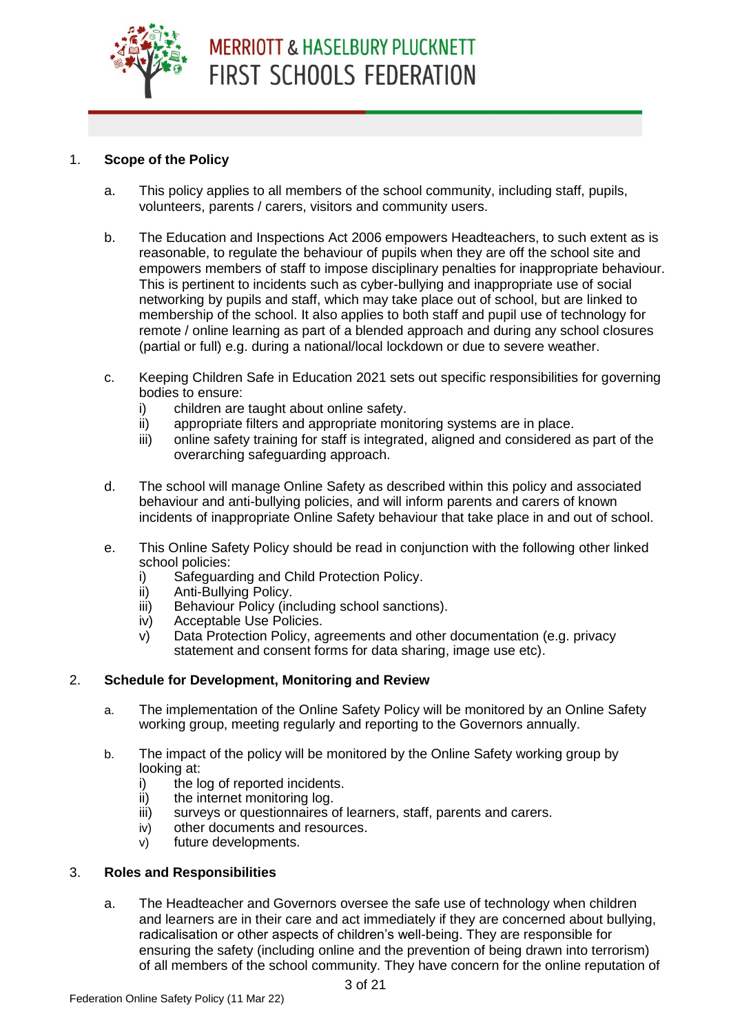1. **Scope of the Policy**

   a. This policy applies to all members of the school community, including staff, pupils, volunteers, parents / carers, visitors and community users.

   b. The Education and Inspections Act 2006 empowers Headteachers, to such extent as is reasonable, to regulate the behaviour of pupils when they are off the school site and empowers members of staff to impose disciplinary penalties for inappropriate behaviour. This is pertinent to incidents such as cyber-bullying and inappropriate use of social networking by pupils and staff, which may take place out of school, but are linked to membership of the school. It also applies to both staff and pupil use of technology for remote / online learning as part of a blended approach and during any school closures (partial or full) e.g. during a national/local lockdown or due to severe weather.

   c. Keeping Children Safe in Education 2021 sets out specific responsibilities for governing bodies to ensure:
      i) children are taught about online safety.
      ii) appropriate filters and appropriate monitoring systems are in place.
      iii) online safety training for staff is integrated, aligned and considered as part of the overarching safeguarding approach.

   d. The school will manage Online Safety as described within this policy and associated behaviour and anti-bullying policies, and will inform parents and carers of known incidents of inappropriate Online Safety behaviour that take place in and out of school.

   e. This Online Safety Policy should be read in conjunction with the following other linked school policies:
      i) Safeguarding and Child Protection Policy.
      ii) Anti-Bullying Policy.
      iii) Behaviour Policy (including school sanctions).
      iv) Acceptable Use Policies.
      v) Data Protection Policy, agreements and other documentation (e.g. privacy statement and consent forms for data sharing, image use etc).

2. **Schedule for Development, Monitoring and Review**

   a. The implementation of the Online Safety Policy will be monitored by an Online Safety working group, meeting regularly and reporting to the Governors annually.

   b. The impact of the policy will be monitored by the Online Safety working group by looking at:
      i) the log of reported incidents.
      ii) the internet monitoring log.
      iii) surveys or questionnaires of learners, staff, parents and carers.
      iv) other documents and resources.
      v) future developments.

3. **Roles and Responsibilities**

   a. The Headteacher and Governors oversee the safe use of technology when children and learners are in their care and act immediately if they are concerned about bullying, radicalisation or other aspects of children's well-being. They are responsible for ensuring the safety (including online and the prevention of being drawn into terrorism) of all members of the school community. They have concern for the online reputation of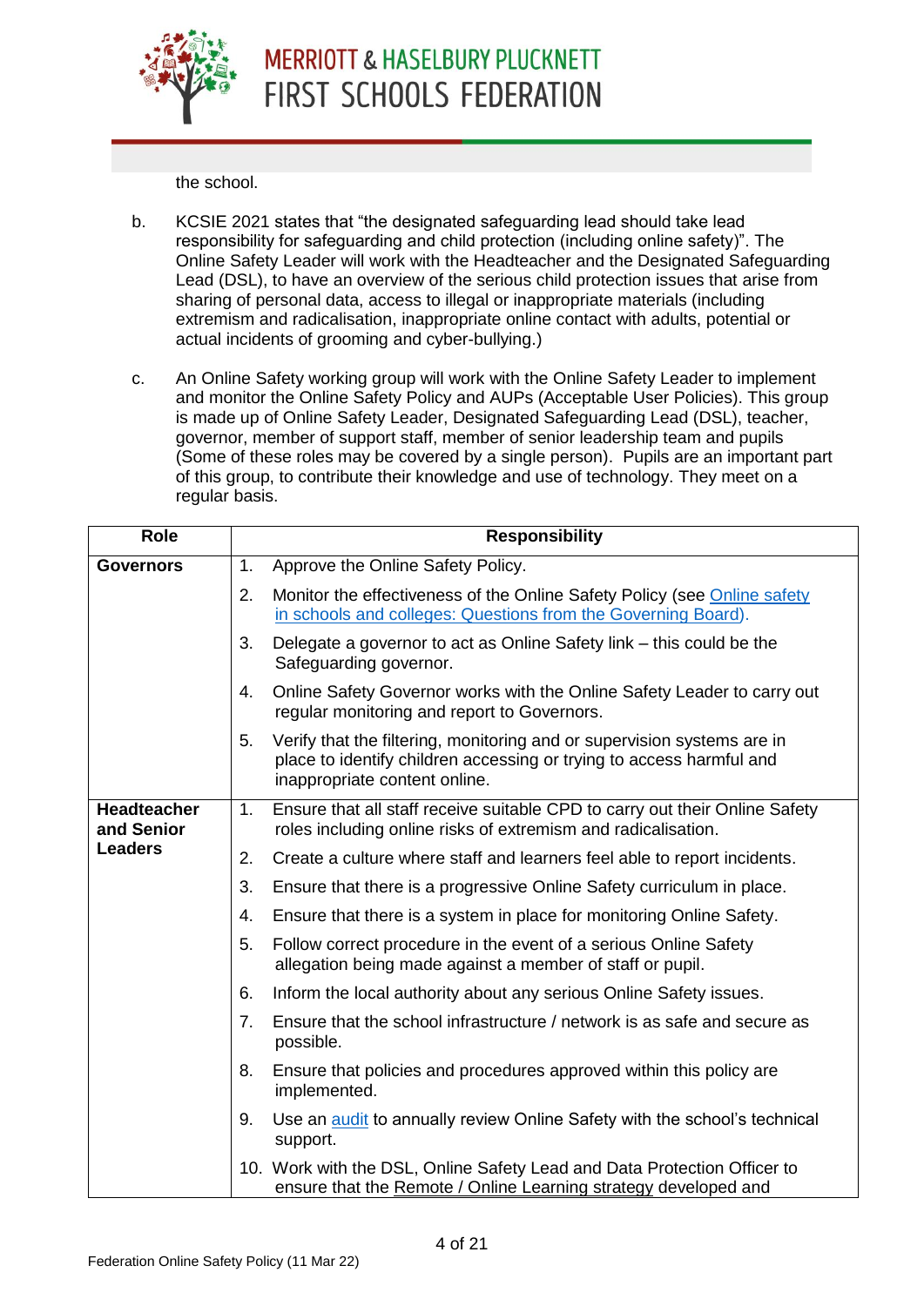the school.

b. KCSIE 2021 states that "the designated safeguarding lead should take lead responsibility for safeguarding and child protection (including online safety)". The Online Safety Leader will work with the Headteacher and the Designated Safeguarding Lead (DSL), to have an overview of the serious child protection issues that arise from sharing of personal data, access to illegal or inappropriate materials (including extremism and radicalisation, inappropriate online contact with adults, potential or actual incidents of grooming and cyber-bullying.)

c. An Online Safety working group will work with the Online Safety Leader to implement and monitor the Online Safety Policy and AUPs (Acceptable User Policies). This group is made up of Online Safety Leader, Designated Safeguarding Lead (DSL), teacher, governor, member of support staff, member of senior leadership team and pupils (Some of these roles may be covered by a single person). Pupils are an important part of this group, to contribute their knowledge and use of technology. They meet on a regular basis.

| Role | Responsibility |
|---|---|
| **Governors** | 1. Approve the Online Safety Policy. |
| | 2. Monitor the effectiveness of the Online Safety Policy (see Online safety in schools and colleges: Questions from the Governing Board). |
| | 3. Delegate a governor to act as Online Safety link – this could be the Safeguarding governor. |
| | 4. Online Safety Governor works with the Online Safety Leader to carry out regular monitoring and report to Governors. |
| | 5. Verify that the filtering, monitoring and or supervision systems are in place to identify children accessing or trying to access harmful and inappropriate content online. |
| **Headteacher and Senior Leaders** | 1. Ensure that all staff receive suitable CPD to carry out their Online Safety roles including online risks of extremism and radicalisation. |
| | 2. Create a culture where staff and learners feel able to report incidents. |
| | 3. Ensure that there is a progressive Online Safety curriculum in place. |
| | 4. Ensure that there is a system in place for monitoring Online Safety. |
| | 5. Follow correct procedure in the event of a serious Online Safety allegation being made against a member of staff or pupil. |
| | 6. Inform the local authority about any serious Online Safety issues. |
| | 7. Ensure that the school infrastructure / network is as safe and secure as possible. |
| | 8. Ensure that policies and procedures approved within this policy are implemented. |
| | 9. Use an audit to annually review Online Safety with the school's technical support. |
| | 10. Work with the DSL, Online Safety Lead and Data Protection Officer to ensure that the Remote / Online Learning strategy developed and |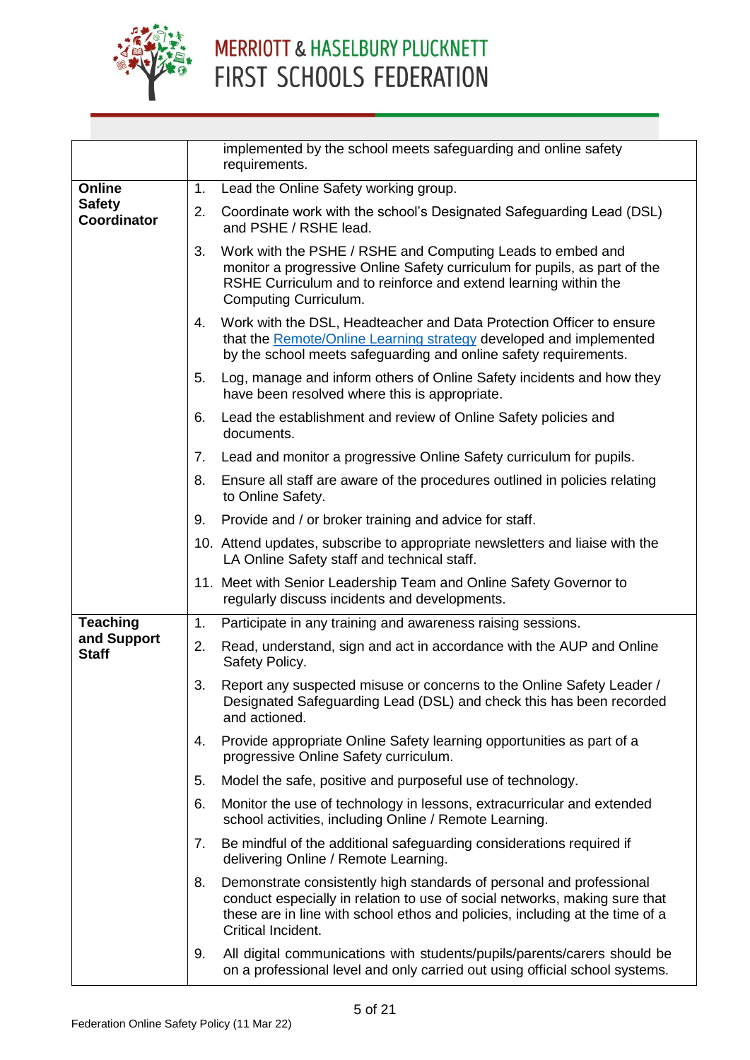| | |
|---|---|
| | implemented by the school meets safeguarding and online safety requirements. |
| **Online Safety Coordinator** | 1. Lead the Online Safety working group.<br>2. Coordinate work with the school's Designated Safeguarding Lead (DSL) and PSHE / RSHE lead.<br>3. Work with the PSHE / RSHE and Computing Leads to embed and monitor a progressive Online Safety curriculum for pupils, as part of the RSHE Curriculum and to reinforce and extend learning within the Computing Curriculum.<br>4. Work with the DSL, Headteacher and Data Protection Officer to ensure that the Remote/Online Learning strategy developed and implemented by the school meets safeguarding and online safety requirements.<br>5. Log, manage and inform others of Online Safety incidents and how they have been resolved where this is appropriate.<br>6. Lead the establishment and review of Online Safety policies and documents.<br>7. Lead and monitor a progressive Online Safety curriculum for pupils.<br>8. Ensure all staff are aware of the procedures outlined in policies relating to Online Safety.<br>9. Provide and / or broker training and advice for staff.<br>10. Attend updates, subscribe to appropriate newsletters and liaise with the LA Online Safety staff and technical staff.<br>11. Meet with Senior Leadership Team and Online Safety Governor to regularly discuss incidents and developments. |
| **Teaching and Support Staff** | 1. Participate in any training and awareness raising sessions.<br>2. Read, understand, sign and act in accordance with the AUP and Online Safety Policy.<br>3. Report any suspected misuse or concerns to the Online Safety Leader / Designated Safeguarding Lead (DSL) and check this has been recorded and actioned.<br>4. Provide appropriate Online Safety learning opportunities as part of a progressive Online Safety curriculum.<br>5. Model the safe, positive and purposeful use of technology.<br>6. Monitor the use of technology in lessons, extracurricular and extended school activities, including Online / Remote Learning.<br>7. Be mindful of the additional safeguarding considerations required if delivering Online / Remote Learning.<br>8. Demonstrate consistently high standards of personal and professional conduct especially in relation to use of social networks, making sure that these are in line with school ethos and policies, including at the time of a Critical Incident.<br>9. All digital communications with students/pupils/parents/carers should be on a professional level and only carried out using official school systems. |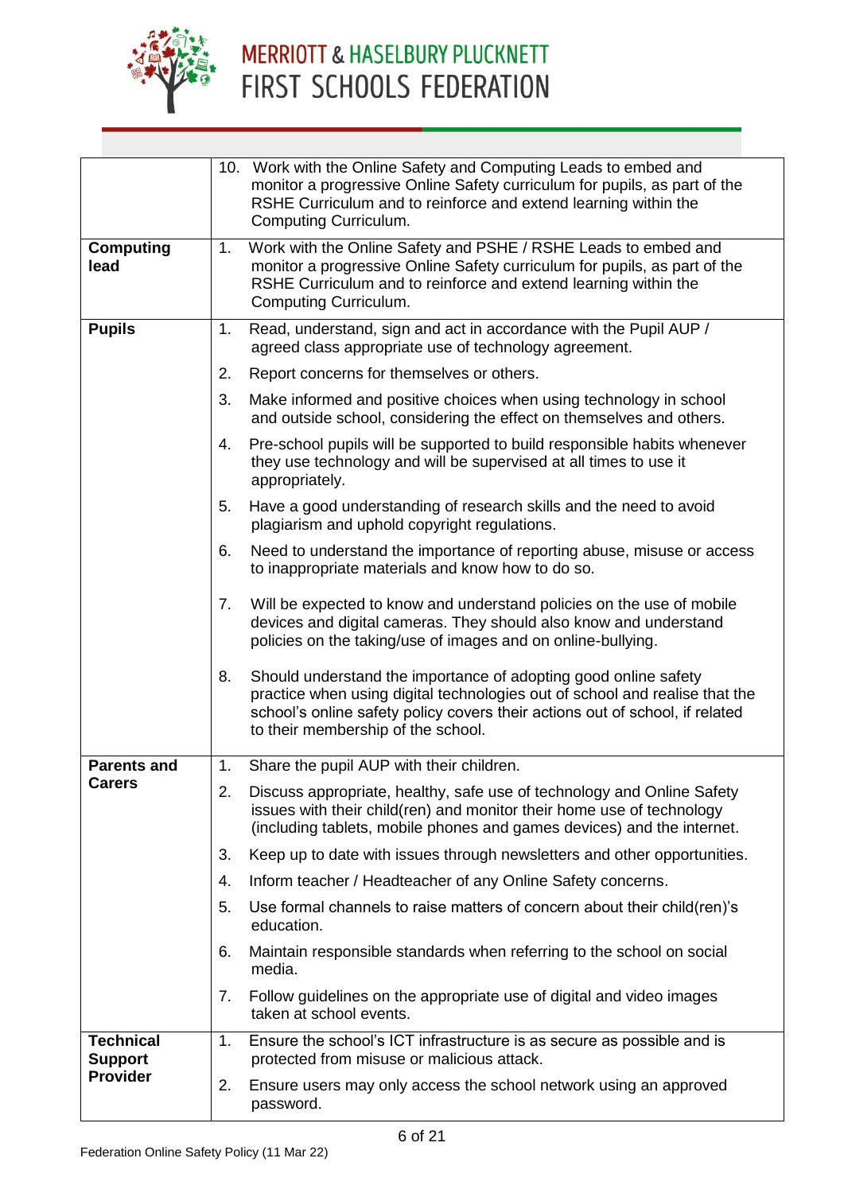| | |
|---|---|
| | 10. Work with the Online Safety and Computing Leads to embed and monitor a progressive Online Safety curriculum for pupils, as part of the RSHE Curriculum and to reinforce and extend learning within the Computing Curriculum. |
| **Computing lead** | 1. Work with the Online Safety and PSHE / RSHE Leads to embed and monitor a progressive Online Safety curriculum for pupils, as part of the RSHE Curriculum and to reinforce and extend learning within the Computing Curriculum. |
| **Pupils** | 1. Read, understand, sign and act in accordance with the Pupil AUP / agreed class appropriate use of technology agreement.<br>2. Report concerns for themselves or others.<br>3. Make informed and positive choices when using technology in school and outside school, considering the effect on themselves and others.<br>4. Pre-school pupils will be supported to build responsible habits whenever they use technology and will be supervised at all times to use it appropriately.<br>5. Have a good understanding of research skills and the need to avoid plagiarism and uphold copyright regulations.<br>6. Need to understand the importance of reporting abuse, misuse or access to inappropriate materials and know how to do so.<br>7. Will be expected to know and understand policies on the use of mobile devices and digital cameras. They should also know and understand policies on the taking/use of images and on online-bullying.<br>8. Should understand the importance of adopting good online safety practice when using digital technologies out of school and realise that the school's online safety policy covers their actions out of school, if related to their membership of the school. |
| **Parents and Carers** | 1. Share the pupil AUP with their children.<br>2. Discuss appropriate, healthy, safe use of technology and Online Safety issues with their child(ren) and monitor their home use of technology (including tablets, mobile phones and games devices) and the internet.<br>3. Keep up to date with issues through newsletters and other opportunities.<br>4. Inform teacher / Headteacher of any Online Safety concerns.<br>5. Use formal channels to raise matters of concern about their child(ren)'s education.<br>6. Maintain responsible standards when referring to the school on social media.<br>7. Follow guidelines on the appropriate use of digital and video images taken at school events. |
| **Technical Support Provider** | 1. Ensure the school's ICT infrastructure is as secure as possible and is protected from misuse or malicious attack.<br>2. Ensure users may only access the school network using an approved password. |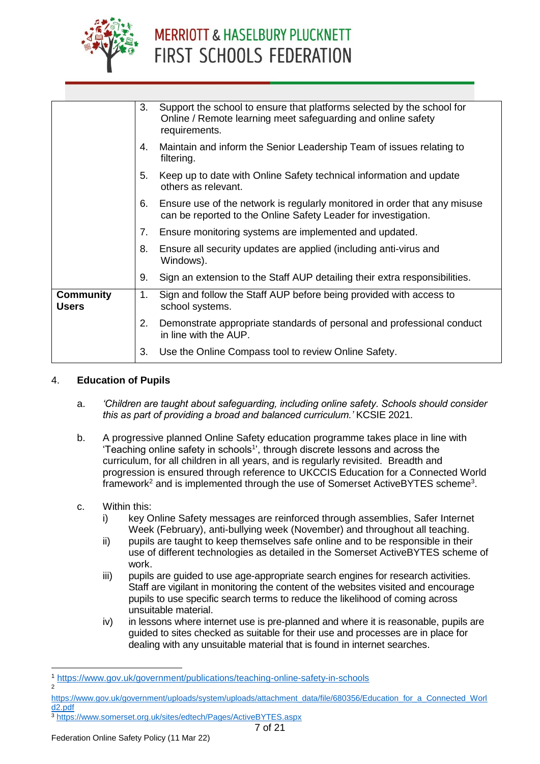| | |
|---|---|
| | 3. Support the school to ensure that platforms selected by the school for Online / Remote learning meet safeguarding and online safety requirements. |
| | 4. Maintain and inform the Senior Leadership Team of issues relating to filtering. |
| | 5. Keep up to date with Online Safety technical information and update others as relevant. |
| | 6. Ensure use of the network is regularly monitored in order that any misuse can be reported to the Online Safety Leader for investigation. |
| | 7. Ensure monitoring systems are implemented and updated. |
| | 8. Ensure all security updates are applied (including anti-virus and Windows). |
| | 9. Sign an extension to the Staff AUP detailing their extra responsibilities. |
| **Community Users** | 1. Sign and follow the Staff AUP before being provided with access to school systems. |
| | 2. Demonstrate appropriate standards of personal and professional conduct in line with the AUP. |
| | 3. Use the Online Compass tool to review Online Safety. |

4. **Education of Pupils**

a. *'Children are taught about safeguarding, including online safety. Schools should consider this as part of providing a broad and balanced curriculum.'* KCSIE 2021.

b. A progressive planned Online Safety education programme takes place in line with 'Teaching online safety in schools[1]', through discrete lessons and across the curriculum, for all children in all years, and is regularly revisited. Breadth and progression is ensured through reference to UKCCIS Education for a Connected World framework[2] and is implemented through the use of Somerset ActiveBYTES scheme[3].

c. Within this:
   i) key Online Safety messages are reinforced through assemblies, Safer Internet Week (February), anti-bullying week (November) and throughout all teaching.
   ii) pupils are taught to keep themselves safe online and to be responsible in their use of different technologies as detailed in the Somerset ActiveBYTES scheme of work.
   iii) pupils are guided to use age-appropriate search engines for research activities. Staff are vigilant in monitoring the content of the websites visited and encourage pupils to use specific search terms to reduce the likelihood of coming across unsuitable material.
   iv) in lessons where internet use is pre-planned and where it is reasonable, pupils are guided to sites checked as suitable for their use and processes are in place for dealing with any unsuitable material that is found in internet searches.

---

[1] https://www.gov.uk/government/publications/teaching-online-safety-in-schools

[2] https://www.gov.uk/government/uploads/system/uploads/attachment_data/file/680356/Education_for_a_Connected_World2.pdf

[3] https://www.somerset.org.uk/sites/edtech/Pages/ActiveBYTES.aspx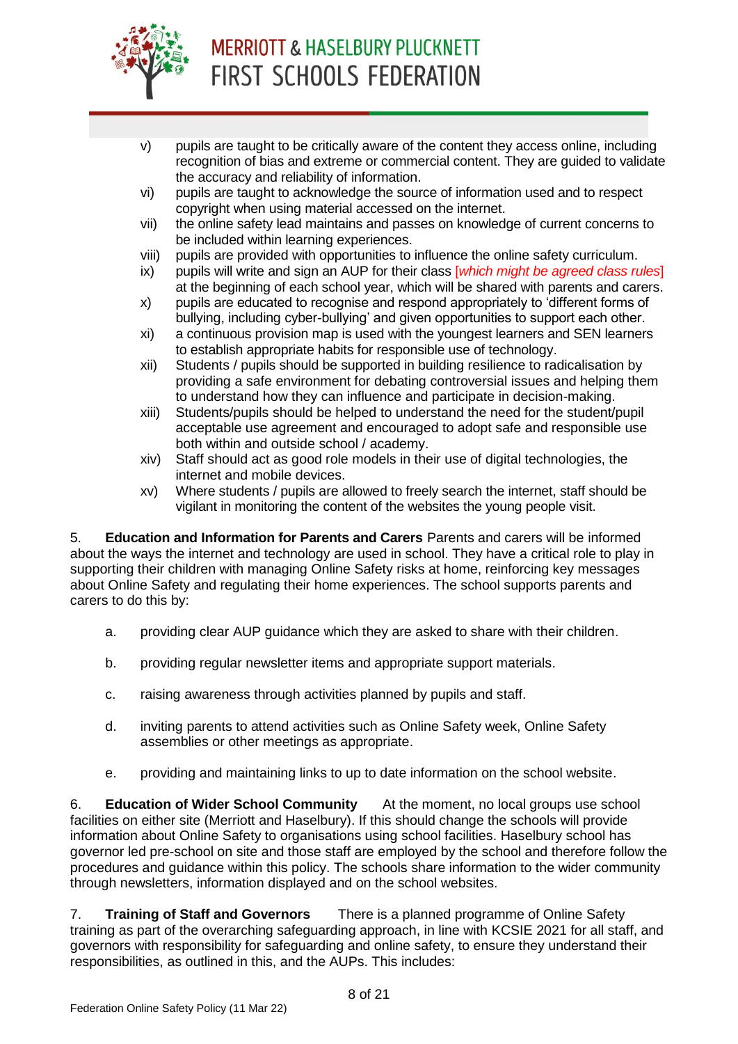v) pupils are taught to be critically aware of the content they access online, including recognition of bias and extreme or commercial content. They are guided to validate the accuracy and reliability of information.

vi) pupils are taught to acknowledge the source of information used and to respect copyright when using material accessed on the internet.

vii) the online safety lead maintains and passes on knowledge of current concerns to be included within learning experiences.

viii) pupils are provided with opportunities to influence the online safety curriculum.

ix) pupils will write and sign an AUP for their class [*which might be agreed class rules*] at the beginning of each school year, which will be shared with parents and carers.

x) pupils are educated to recognise and respond appropriately to 'different forms of bullying, including cyber-bullying' and given opportunities to support each other.

xi) a continuous provision map is used with the youngest learners and SEN learners to establish appropriate habits for responsible use of technology.

xii) Students / pupils should be supported in building resilience to radicalisation by providing a safe environment for debating controversial issues and helping them to understand how they can influence and participate in decision-making.

xiii) Students/pupils should be helped to understand the need for the student/pupil acceptable use agreement and encouraged to adopt safe and responsible use both within and outside school / academy.

xiv) Staff should act as good role models in their use of digital technologies, the internet and mobile devices.

xv) Where students / pupils are allowed to freely search the internet, staff should be vigilant in monitoring the content of the websites the young people visit.

5. **Education and Information for Parents and Carers** Parents and carers will be informed about the ways the internet and technology are used in school. They have a critical role to play in supporting their children with managing Online Safety risks at home, reinforcing key messages about Online Safety and regulating their home experiences. The school supports parents and carers to do this by:

a. providing clear AUP guidance which they are asked to share with their children.

b. providing regular newsletter items and appropriate support materials.

c. raising awareness through activities planned by pupils and staff.

d. inviting parents to attend activities such as Online Safety week, Online Safety assemblies or other meetings as appropriate.

e. providing and maintaining links to up to date information on the school website.

6. **Education of Wider School Community** At the moment, no local groups use school facilities on either site (Merriott and Haselbury). If this should change the schools will provide information about Online Safety to organisations using school facilities. Haselbury school has governor led pre-school on site and those staff are employed by the school and therefore follow the procedures and guidance within this policy. The schools share information to the wider community through newsletters, information displayed and on the school websites.

7. **Training of Staff and Governors** There is a planned programme of Online Safety training as part of the overarching safeguarding approach, in line with KCSIE 2021 for all staff, and governors with responsibility for safeguarding and online safety, to ensure they understand their responsibilities, as outlined in this, and the AUPs. This includes: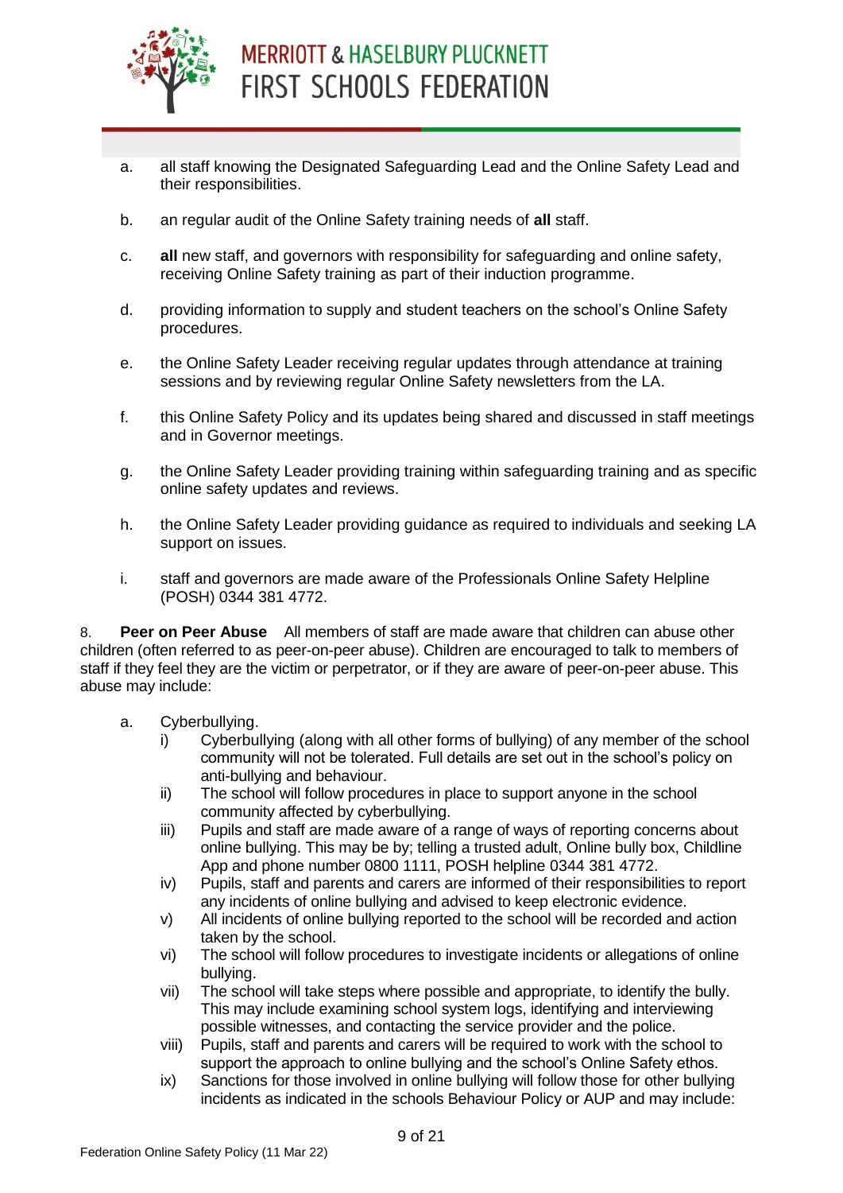a. all staff knowing the Designated Safeguarding Lead and the Online Safety Lead and their responsibilities.

b. an regular audit of the Online Safety training needs of **all** staff.

c. **all** new staff, and governors with responsibility for safeguarding and online safety, receiving Online Safety training as part of their induction programme.

d. providing information to supply and student teachers on the school's Online Safety procedures.

e. the Online Safety Leader receiving regular updates through attendance at training sessions and by reviewing regular Online Safety newsletters from the LA.

f. this Online Safety Policy and its updates being shared and discussed in staff meetings and in Governor meetings.

g. the Online Safety Leader providing training within safeguarding training and as specific online safety updates and reviews.

h. the Online Safety Leader providing guidance as required to individuals and seeking LA support on issues.

i. staff and governors are made aware of the Professionals Online Safety Helpline (POSH) 0344 381 4772.

8. **Peer on Peer Abuse** All members of staff are made aware that children can abuse other children (often referred to as peer-on-peer abuse). Children are encouraged to talk to members of staff if they feel they are the victim or perpetrator, or if they are aware of peer-on-peer abuse. This abuse may include:

a. Cyberbullying.
   - i) Cyberbullying (along with all other forms of bullying) of any member of the school community will not be tolerated. Full details are set out in the school's policy on anti-bullying and behaviour.
   - ii) The school will follow procedures in place to support anyone in the school community affected by cyberbullying.
   - iii) Pupils and staff are made aware of a range of ways of reporting concerns about online bullying. This may be by; telling a trusted adult, Online bully box, Childline App and phone number 0800 1111, POSH helpline 0344 381 4772.
   - iv) Pupils, staff and parents and carers are informed of their responsibilities to report any incidents of online bullying and advised to keep electronic evidence.
   - v) All incidents of online bullying reported to the school will be recorded and action taken by the school.
   - vi) The school will follow procedures to investigate incidents or allegations of online bullying.
   - vii) The school will take steps where possible and appropriate, to identify the bully. This may include examining school system logs, identifying and interviewing possible witnesses, and contacting the service provider and the police.
   - viii) Pupils, staff and parents and carers will be required to work with the school to support the approach to online bullying and the school's Online Safety ethos.
   - ix) Sanctions for those involved in online bullying will follow those for other bullying incidents as indicated in the schools Behaviour Policy or AUP and may include: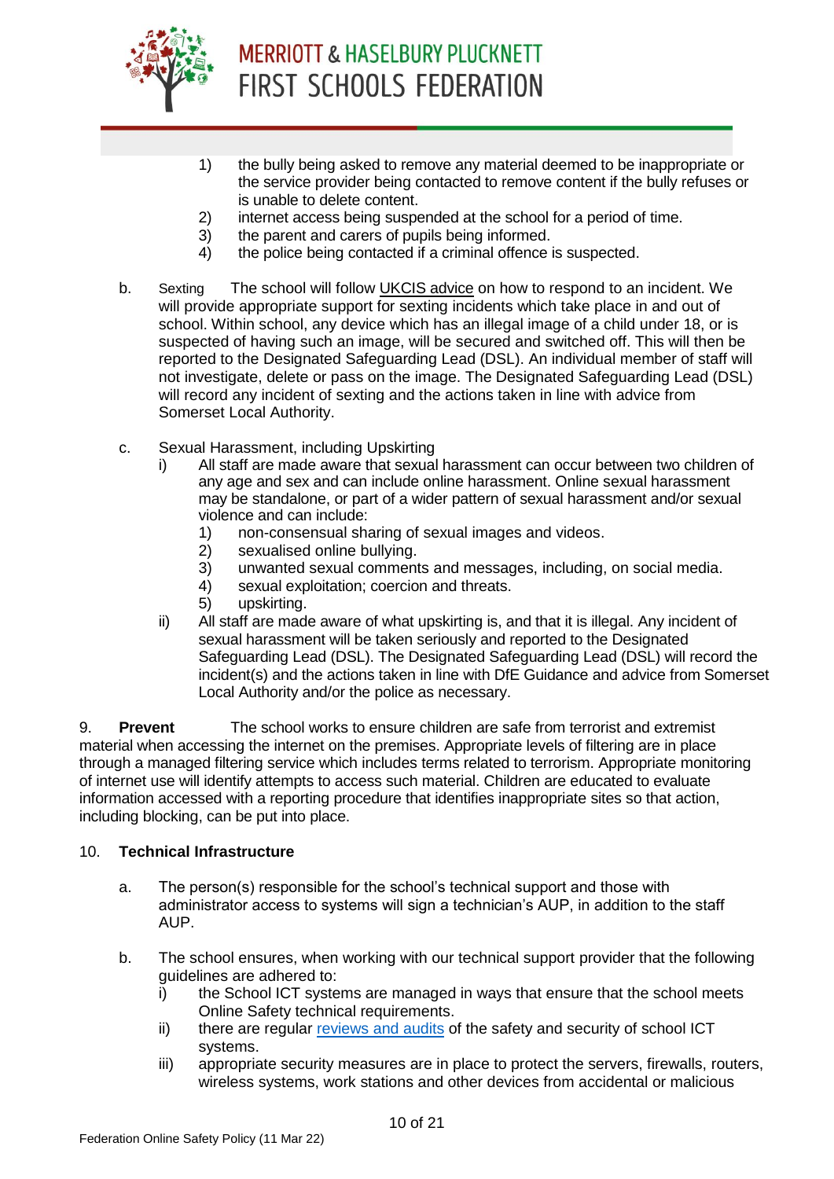1) the bully being asked to remove any material deemed to be inappropriate or the service provider being contacted to remove content if the bully refuses or is unable to delete content.
2) internet access being suspended at the school for a period of time.
3) the parent and carers of pupils being informed.
4) the police being contacted if a criminal offence is suspected.

b. Sexting The school will follow UKCIS advice on how to respond to an incident. We will provide appropriate support for sexting incidents which take place in and out of school. Within school, any device which has an illegal image of a child under 18, or is suspected of having such an image, will be secured and switched off. This will then be reported to the Designated Safeguarding Lead (DSL). An individual member of staff will not investigate, delete or pass on the image. The Designated Safeguarding Lead (DSL) will record any incident of sexting and the actions taken in line with advice from Somerset Local Authority.

c. Sexual Harassment, including Upskirting

i) All staff are made aware that sexual harassment can occur between two children of any age and sex and can include online harassment. Online sexual harassment may be standalone, or part of a wider pattern of sexual harassment and/or sexual violence and can include:
   1) non-consensual sharing of sexual images and videos.
   2) sexualised online bullying.
   3) unwanted sexual comments and messages, including, on social media.
   4) sexual exploitation; coercion and threats.
   5) upskirting.

ii) All staff are made aware of what upskirting is, and that it is illegal. Any incident of sexual harassment will be taken seriously and reported to the Designated Safeguarding Lead (DSL). The Designated Safeguarding Lead (DSL) will record the incident(s) and the actions taken in line with DfE Guidance and advice from Somerset Local Authority and/or the police as necessary.

9. **Prevent** The school works to ensure children are safe from terrorist and extremist material when accessing the internet on the premises. Appropriate levels of filtering are in place through a managed filtering service which includes terms related to terrorism. Appropriate monitoring of internet use will identify attempts to access such material. Children are educated to evaluate information accessed with a reporting procedure that identifies inappropriate sites so that action, including blocking, can be put into place.

## 10. Technical Infrastructure

a. The person(s) responsible for the school's technical support and those with administrator access to systems will sign a technician's AUP, in addition to the staff AUP.

b. The school ensures, when working with our technical support provider that the following guidelines are adhered to:

i) the School ICT systems are managed in ways that ensure that the school meets Online Safety technical requirements.

ii) there are regular reviews and audits of the safety and security of school ICT systems.

iii) appropriate security measures are in place to protect the servers, firewalls, routers, wireless systems, work stations and other devices from accidental or malicious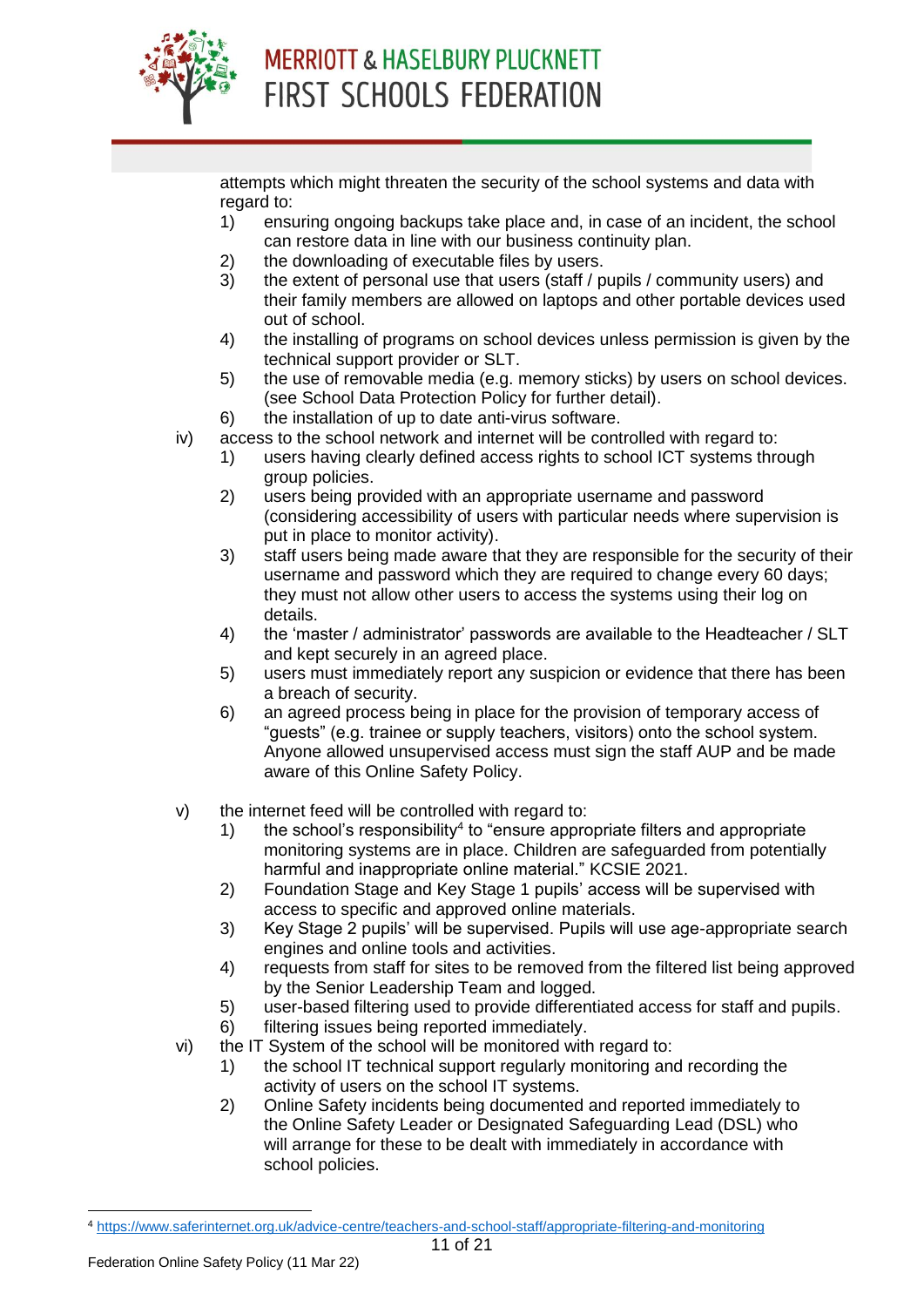attempts which might threaten the security of the school systems and data with regard to:

1) ensuring ongoing backups take place and, in case of an incident, the school can restore data in line with our business continuity plan.
2) the downloading of executable files by users.
3) the extent of personal use that users (staff / pupils / community users) and their family members are allowed on laptops and other portable devices used out of school.
4) the installing of programs on school devices unless permission is given by the technical support provider or SLT.
5) the use of removable media (e.g. memory sticks) by users on school devices. (see School Data Protection Policy for further detail).
6) the installation of up to date anti-virus software.

iv) access to the school network and internet will be controlled with regard to:

1) users having clearly defined access rights to school ICT systems through group policies.
2) users being provided with an appropriate username and password (considering accessibility of users with particular needs where supervision is put in place to monitor activity).
3) staff users being made aware that they are responsible for the security of their username and password which they are required to change every 60 days; they must not allow other users to access the systems using their log on details.
4) the 'master / administrator' passwords are available to the Headteacher / SLT and kept securely in an agreed place.
5) users must immediately report any suspicion or evidence that there has been a breach of security.
6) an agreed process being in place for the provision of temporary access of "guests" (e.g. trainee or supply teachers, visitors) onto the school system. Anyone allowed unsupervised access must sign the staff AUP and be made aware of this Online Safety Policy.

v) the internet feed will be controlled with regard to:

1) the school's responsibility[4] to "ensure appropriate filters and appropriate monitoring systems are in place. Children are safeguarded from potentially harmful and inappropriate online material." KCSIE 2021.
2) Foundation Stage and Key Stage 1 pupils' access will be supervised with access to specific and approved online materials.
3) Key Stage 2 pupils' will be supervised. Pupils will use age-appropriate search engines and online tools and activities.
4) requests from staff for sites to be removed from the filtered list being approved by the Senior Leadership Team and logged.
5) user-based filtering used to provide differentiated access for staff and pupils.
6) filtering issues being reported immediately.

vi) the IT System of the school will be monitored with regard to:

1) the school IT technical support regularly monitoring and recording the activity of users on the school IT systems.
2) Online Safety incidents being documented and reported immediately to the Online Safety Leader or Designated Safeguarding Lead (DSL) who will arrange for these to be dealt with immediately in accordance with school policies.

---

[4] https://www.saferinternet.org.uk/advice-centre/teachers-and-school-staff/appropriate-filtering-and-monitoring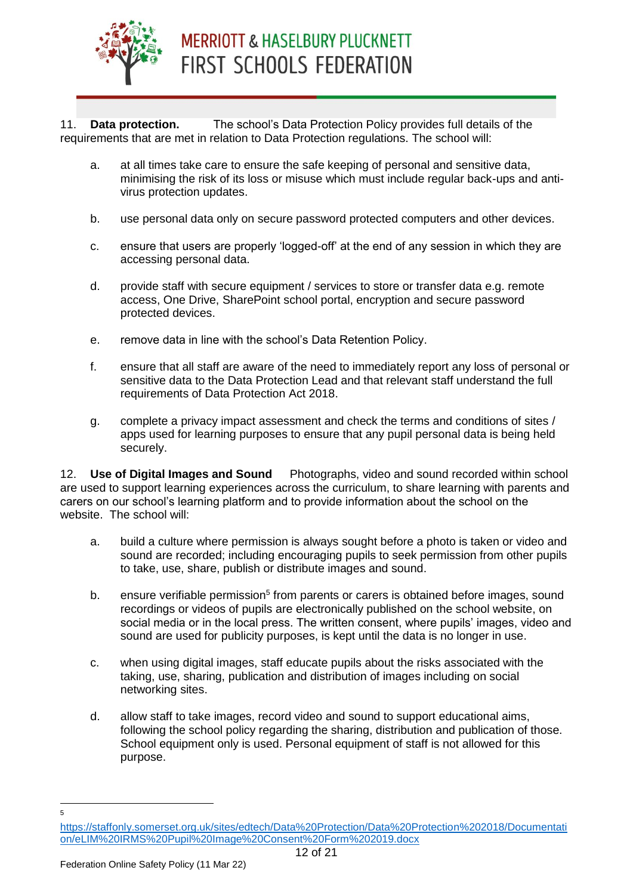11. **Data protection.** The school's Data Protection Policy provides full details of the requirements that are met in relation to Data Protection regulations. The school will:

a. at all times take care to ensure the safe keeping of personal and sensitive data, minimising the risk of its loss or misuse which must include regular back-ups and anti-virus protection updates.

b. use personal data only on secure password protected computers and other devices.

c. ensure that users are properly 'logged-off' at the end of any session in which they are accessing personal data.

d. provide staff with secure equipment / services to store or transfer data e.g. remote access, One Drive, SharePoint school portal, encryption and secure password protected devices.

e. remove data in line with the school's Data Retention Policy.

f. ensure that all staff are aware of the need to immediately report any loss of personal or sensitive data to the Data Protection Lead and that relevant staff understand the full requirements of Data Protection Act 2018.

g. complete a privacy impact assessment and check the terms and conditions of sites / apps used for learning purposes to ensure that any pupil personal data is being held securely.

12. **Use of Digital Images and Sound** Photographs, video and sound recorded within school are used to support learning experiences across the curriculum, to share learning with parents and carers on our school's learning platform and to provide information about the school on the website. The school will:

a. build a culture where permission is always sought before a photo is taken or video and sound are recorded; including encouraging pupils to seek permission from other pupils to take, use, share, publish or distribute images and sound.

b. ensure verifiable permission[5] from parents or carers is obtained before images, sound recordings or videos of pupils are electronically published on the school website, on social media or in the local press. The written consent, where pupils' images, video and sound are used for publicity purposes, is kept until the data is no longer in use.

c. when using digital images, staff educate pupils about the risks associated with the taking, use, sharing, publication and distribution of images including on social networking sites.

d. allow staff to take images, record video and sound to support educational aims, following the school policy regarding the sharing, distribution and publication of those. School equipment only is used. Personal equipment of staff is not allowed for this purpose.

---

[5] https://staffonly.somerset.org.uk/sites/edtech/Data%20Protection/Data%20Protection%202018/Documentation/eLIM%20IRMS%20Pupil%20Image%20Consent%20Form%202019.docx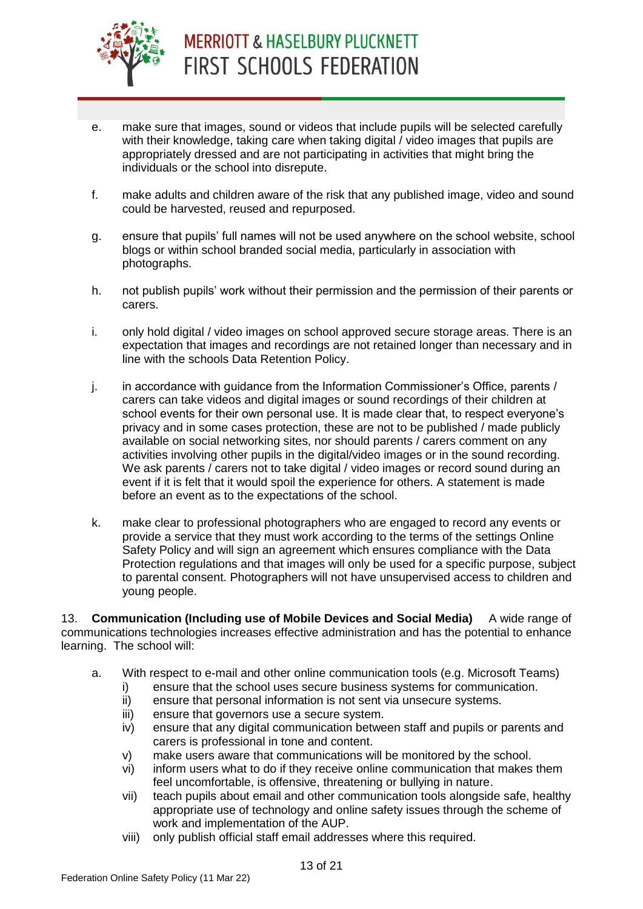e. make sure that images, sound or videos that include pupils will be selected carefully with their knowledge, taking care when taking digital / video images that pupils are appropriately dressed and are not participating in activities that might bring the individuals or the school into disrepute.

f. make adults and children aware of the risk that any published image, video and sound could be harvested, reused and repurposed.

g. ensure that pupils' full names will not be used anywhere on the school website, school blogs or within school branded social media, particularly in association with photographs.

h. not publish pupils' work without their permission and the permission of their parents or carers.

i. only hold digital / video images on school approved secure storage areas. There is an expectation that images and recordings are not retained longer than necessary and in line with the schools Data Retention Policy.

j. in accordance with guidance from the Information Commissioner's Office, parents / carers can take videos and digital images or sound recordings of their children at school events for their own personal use. It is made clear that, to respect everyone's privacy and in some cases protection, these are not to be published / made publicly available on social networking sites, nor should parents / carers comment on any activities involving other pupils in the digital/video images or in the sound recording. We ask parents / carers not to take digital / video images or record sound during an event if it is felt that it would spoil the experience for others. A statement is made before an event as to the expectations of the school.

k. make clear to professional photographers who are engaged to record any events or provide a service that they must work according to the terms of the settings Online Safety Policy and will sign an agreement which ensures compliance with the Data Protection regulations and that images will only be used for a specific purpose, subject to parental consent. Photographers will not have unsupervised access to children and young people.

13. **Communication (Including use of Mobile Devices and Social Media)** A wide range of communications technologies increases effective administration and has the potential to enhance learning. The school will:

a. With respect to e-mail and other online communication tools (e.g. Microsoft Teams)
   - i) ensure that the school uses secure business systems for communication.
   - ii) ensure that personal information is not sent via unsecure systems.
   - iii) ensure that governors use a secure system.
   - iv) ensure that any digital communication between staff and pupils or parents and carers is professional in tone and content.
   - v) make users aware that communications will be monitored by the school.
   - vi) inform users what to do if they receive online communication that makes them feel uncomfortable, is offensive, threatening or bullying in nature.
   - vii) teach pupils about email and other communication tools alongside safe, healthy appropriate use of technology and online safety issues through the scheme of work and implementation of the AUP.
   - viii) only publish official staff email addresses where this required.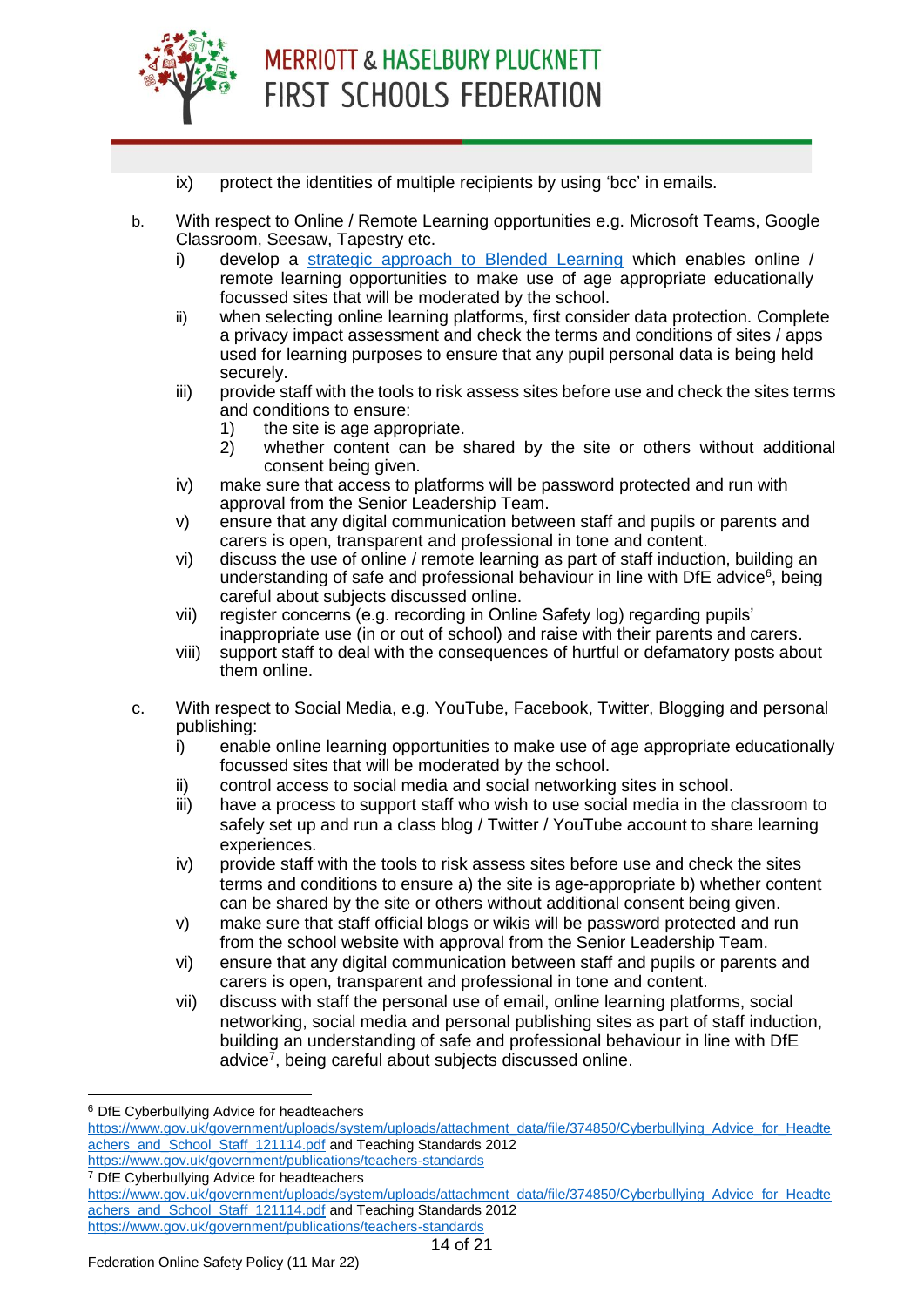ix) protect the identities of multiple recipients by using 'bcc' in emails.

b. With respect to Online / Remote Learning opportunities e.g. Microsoft Teams, Google Classroom, Seesaw, Tapestry etc.

   i) develop a [strategic approach to Blended Learning](#) which enables online / remote learning opportunities to make use of age appropriate educationally focussed sites that will be moderated by the school.
   ii) when selecting online learning platforms, first consider data protection. Complete a privacy impact assessment and check the terms and conditions of sites / apps used for learning purposes to ensure that any pupil personal data is being held securely.
   iii) provide staff with the tools to risk assess sites before use and check the sites terms and conditions to ensure:
      1) the site is age appropriate.
      2) whether content can be shared by the site or others without additional consent being given.
   iv) make sure that access to platforms will be password protected and run with approval from the Senior Leadership Team.
   v) ensure that any digital communication between staff and pupils or parents and carers is open, transparent and professional in tone and content.
   vi) discuss the use of online / remote learning as part of staff induction, building an understanding of safe and professional behaviour in line with DfE advice[6], being careful about subjects discussed online.
   vii) register concerns (e.g. recording in Online Safety log) regarding pupils' inappropriate use (in or out of school) and raise with their parents and carers.
   viii) support staff to deal with the consequences of hurtful or defamatory posts about them online.

c. With respect to Social Media, e.g. YouTube, Facebook, Twitter, Blogging and personal publishing:

   i) enable online learning opportunities to make use of age appropriate educationally focussed sites that will be moderated by the school.
   ii) control access to social media and social networking sites in school.
   iii) have a process to support staff who wish to use social media in the classroom to safely set up and run a class blog / Twitter / YouTube account to share learning experiences.
   iv) provide staff with the tools to risk assess sites before use and check the sites terms and conditions to ensure a) the site is age-appropriate b) whether content can be shared by the site or others without additional consent being given.
   v) make sure that staff official blogs or wikis will be password protected and run from the school website with approval from the Senior Leadership Team.
   vi) ensure that any digital communication between staff and pupils or parents and carers is open, transparent and professional in tone and content.
   vii) discuss with staff the personal use of email, online learning platforms, social networking, social media and personal publishing sites as part of staff induction, building an understanding of safe and professional behaviour in line with DfE advice[7], being careful about subjects discussed online.

---

[6] DfE Cyberbullying Advice for headteachers https://www.gov.uk/government/uploads/system/uploads/attachment_data/file/374850/Cyberbullying_Advice_for_Headteachers_and_School_Staff_121114.pdf and Teaching Standards 2012 https://www.gov.uk/government/publications/teachers-standards

[7] DfE Cyberbullying Advice for headteachers https://www.gov.uk/government/uploads/system/uploads/attachment_data/file/374850/Cyberbullying_Advice_for_Headteachers_and_School_Staff_121114.pdf and Teaching Standards 2012 https://www.gov.uk/government/publications/teachers-standards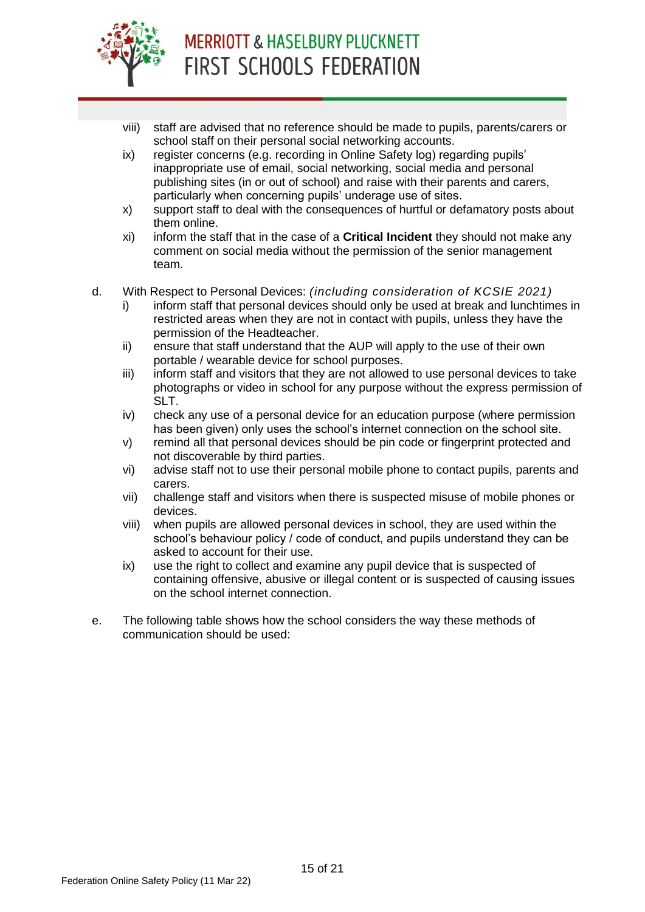viii) staff are advised that no reference should be made to pupils, parents/carers or school staff on their personal social networking accounts.

ix) register concerns (e.g. recording in Online Safety log) regarding pupils' inappropriate use of email, social networking, social media and personal publishing sites (in or out of school) and raise with their parents and carers, particularly when concerning pupils' underage use of sites.

x) support staff to deal with the consequences of hurtful or defamatory posts about them online.

xi) inform the staff that in the case of a **Critical Incident** they should not make any comment on social media without the permission of the senior management team.

d. With Respect to Personal Devices: *(including consideration of KCSIE 2021)*

i) inform staff that personal devices should only be used at break and lunchtimes in restricted areas when they are not in contact with pupils, unless they have the permission of the Headteacher.

ii) ensure that staff understand that the AUP will apply to the use of their own portable / wearable device for school purposes.

iii) inform staff and visitors that they are not allowed to use personal devices to take photographs or video in school for any purpose without the express permission of SLT.

iv) check any use of a personal device for an education purpose (where permission has been given) only uses the school's internet connection on the school site.

v) remind all that personal devices should be pin code or fingerprint protected and not discoverable by third parties.

vi) advise staff not to use their personal mobile phone to contact pupils, parents and carers.

vii) challenge staff and visitors when there is suspected misuse of mobile phones or devices.

viii) when pupils are allowed personal devices in school, they are used within the school's behaviour policy / code of conduct, and pupils understand they can be asked to account for their use.

ix) use the right to collect and examine any pupil device that is suspected of containing offensive, abusive or illegal content or is suspected of causing issues on the school internet connection.

e. The following table shows how the school considers the way these methods of communication should be used: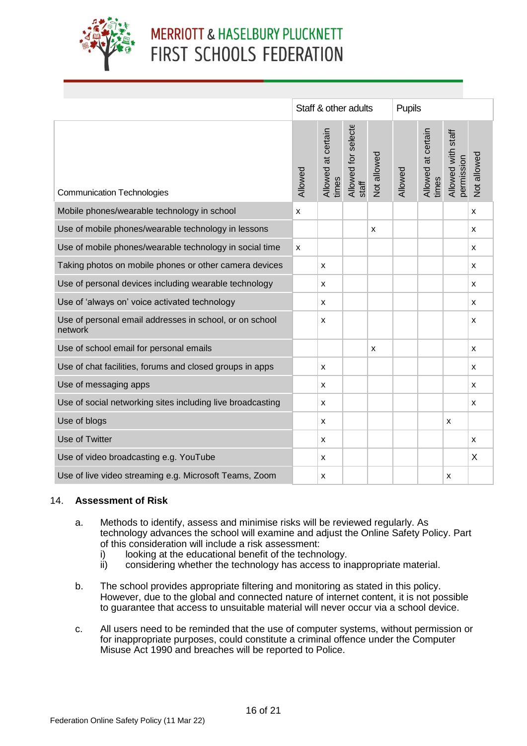| Communication Technologies | Staff & other adults | | | | Pupils | | | |
|---|---|---|---|---|---|---|---|---|
| | Allowed | Allowed at certain times | Allowed for selecte staff | Not allowed | Allowed | Allowed at certain times | Allowed with staff permission | Not allowed |
| Mobile phones/wearable technology in school | x | | | | | | | x |
| Use of mobile phones/wearable technology in lessons | | | | x | | | | x |
| Use of mobile phones/wearable technology in social time | x | | | | | | | x |
| Taking photos on mobile phones or other camera devices | | x | | | | | | x |
| Use of personal devices including wearable technology | | x | | | | | | x |
| Use of 'always on' voice activated technology | | x | | | | | | x |
| Use of personal email addresses in school, or on school network | | x | | | | | | x |
| Use of school email for personal emails | | | | x | | | | x |
| Use of chat facilities, forums and closed groups in apps | | x | | | | | | x |
| Use of messaging apps | | x | | | | | | x |
| Use of social networking sites including live broadcasting | | x | | | | | | x |
| Use of blogs | | x | | | | | x | |
| Use of Twitter | | x | | | | | | x |
| Use of video broadcasting e.g. YouTube | | x | | | | | | X |
| Use of live video streaming e.g. Microsoft Teams, Zoom | | x | | | | | x | |

14. **Assessment of Risk**

a. Methods to identify, assess and minimise risks will be reviewed regularly. As technology advances the school will examine and adjust the Online Safety Policy. Part of this consideration will include a risk assessment:
   i) looking at the educational benefit of the technology.
   ii) considering whether the technology has access to inappropriate material.

b. The school provides appropriate filtering and monitoring as stated in this policy. However, due to the global and connected nature of internet content, it is not possible to guarantee that access to unsuitable material will never occur via a school device.

c. All users need to be reminded that the use of computer systems, without permission or for inappropriate purposes, could constitute a criminal offence under the Computer Misuse Act 1990 and breaches will be reported to Police.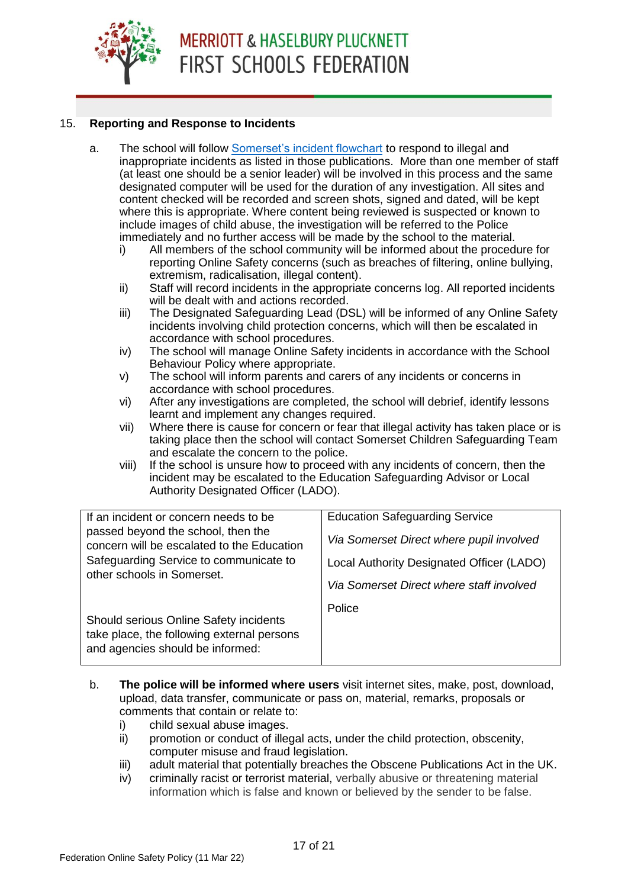## 15. Reporting and Response to Incidents

a. The school will follow [Somerset's incident flowchart]() to respond to illegal and inappropriate incidents as listed in those publications. More than one member of staff (at least one should be a senior leader) will be involved in this process and the same designated computer will be used for the duration of any investigation. All sites and content checked will be recorded and screen shots, signed and dated, will be kept where this is appropriate. Where content being reviewed is suspected or known to include images of child abuse, the investigation will be referred to the Police immediately and no further access will be made by the school to the material.

   i) All members of the school community will be informed about the procedure for reporting Online Safety concerns (such as breaches of filtering, online bullying, extremism, radicalisation, illegal content).
   
   ii) Staff will record incidents in the appropriate concerns log. All reported incidents will be dealt with and actions recorded.
   
   iii) The Designated Safeguarding Lead (DSL) will be informed of any Online Safety incidents involving child protection concerns, which will then be escalated in accordance with school procedures.
   
   iv) The school will manage Online Safety incidents in accordance with the School Behaviour Policy where appropriate.
   
   v) The school will inform parents and carers of any incidents or concerns in accordance with school procedures.
   
   vi) After any investigations are completed, the school will debrief, identify lessons learnt and implement any changes required.
   
   vii) Where there is cause for concern or fear that illegal activity has taken place or is taking place then the school will contact Somerset Children Safeguarding Team and escalate the concern to the police.
   
   viii) If the school is unsure how to proceed with any incidents of concern, then the incident may be escalated to the Education Safeguarding Advisor or Local Authority Designated Officer (LADO).

| | |
|---|---|
| If an incident or concern needs to be passed beyond the school, then the concern will be escalated to the Education Safeguarding Service to communicate to other schools in Somerset.<br><br>Should serious Online Safety incidents take place, the following external persons and agencies should be informed: | Education Safeguarding Service<br>*Via Somerset Direct where pupil involved*<br>Local Authority Designated Officer (LADO)<br>*Via Somerset Direct where staff involved*<br>Police |

b. **The police will be informed where users** visit internet sites, make, post, download, upload, data transfer, communicate or pass on, material, remarks, proposals or comments that contain or relate to:

   i) child sexual abuse images.
   
   ii) promotion or conduct of illegal acts, under the child protection, obscenity, computer misuse and fraud legislation.
   
   iii) adult material that potentially breaches the Obscene Publications Act in the UK.
   
   iv) criminally racist or terrorist material, verbally abusive or threatening material information which is false and known or believed by the sender to be false.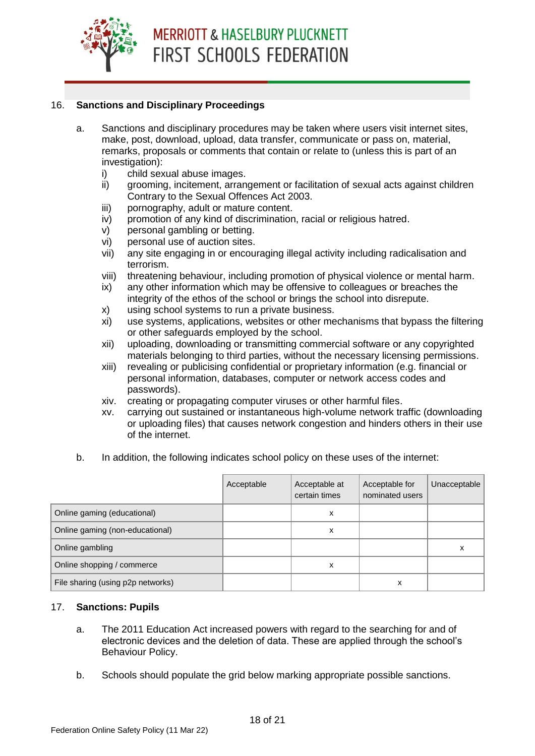## 16. Sanctions and Disciplinary Proceedings

a. Sanctions and disciplinary procedures may be taken where users visit internet sites, make, post, download, upload, data transfer, communicate or pass on, material, remarks, proposals or comments that contain or relate to (unless this is part of an investigation):

i) child sexual abuse images.
ii) grooming, incitement, arrangement or facilitation of sexual acts against children Contrary to the Sexual Offences Act 2003.
iii) pornography, adult or mature content.
iv) promotion of any kind of discrimination, racial or religious hatred.
v) personal gambling or betting.
vi) personal use of auction sites.
vii) any site engaging in or encouraging illegal activity including radicalisation and terrorism.
viii) threatening behaviour, including promotion of physical violence or mental harm.
ix) any other information which may be offensive to colleagues or breaches the integrity of the ethos of the school or brings the school into disrepute.
x) using school systems to run a private business.
xi) use systems, applications, websites or other mechanisms that bypass the filtering or other safeguards employed by the school.
xii) uploading, downloading or transmitting commercial software or any copyrighted materials belonging to third parties, without the necessary licensing permissions.
xiii) revealing or publicising confidential or proprietary information (e.g. financial or personal information, databases, computer or network access codes and passwords).
xiv. creating or propagating computer viruses or other harmful files.
xv. carrying out sustained or instantaneous high-volume network traffic (downloading or uploading files) that causes network congestion and hinders others in their use of the internet.

b. In addition, the following indicates school policy on these uses of the internet:

| | Acceptable | Acceptable at certain times | Acceptable for nominated users | Unacceptable |
|---|---|---|---|---|
| Online gaming (educational) | | x | | |
| Online gaming (non-educational) | | x | | |
| Online gambling | | | | x |
| Online shopping / commerce | | x | | |
| File sharing (using p2p networks) | | | x | |

## 17. Sanctions: Pupils

a. The 2011 Education Act increased powers with regard to the searching for and of electronic devices and the deletion of data. These are applied through the school's Behaviour Policy.

b. Schools should populate the grid below marking appropriate possible sanctions.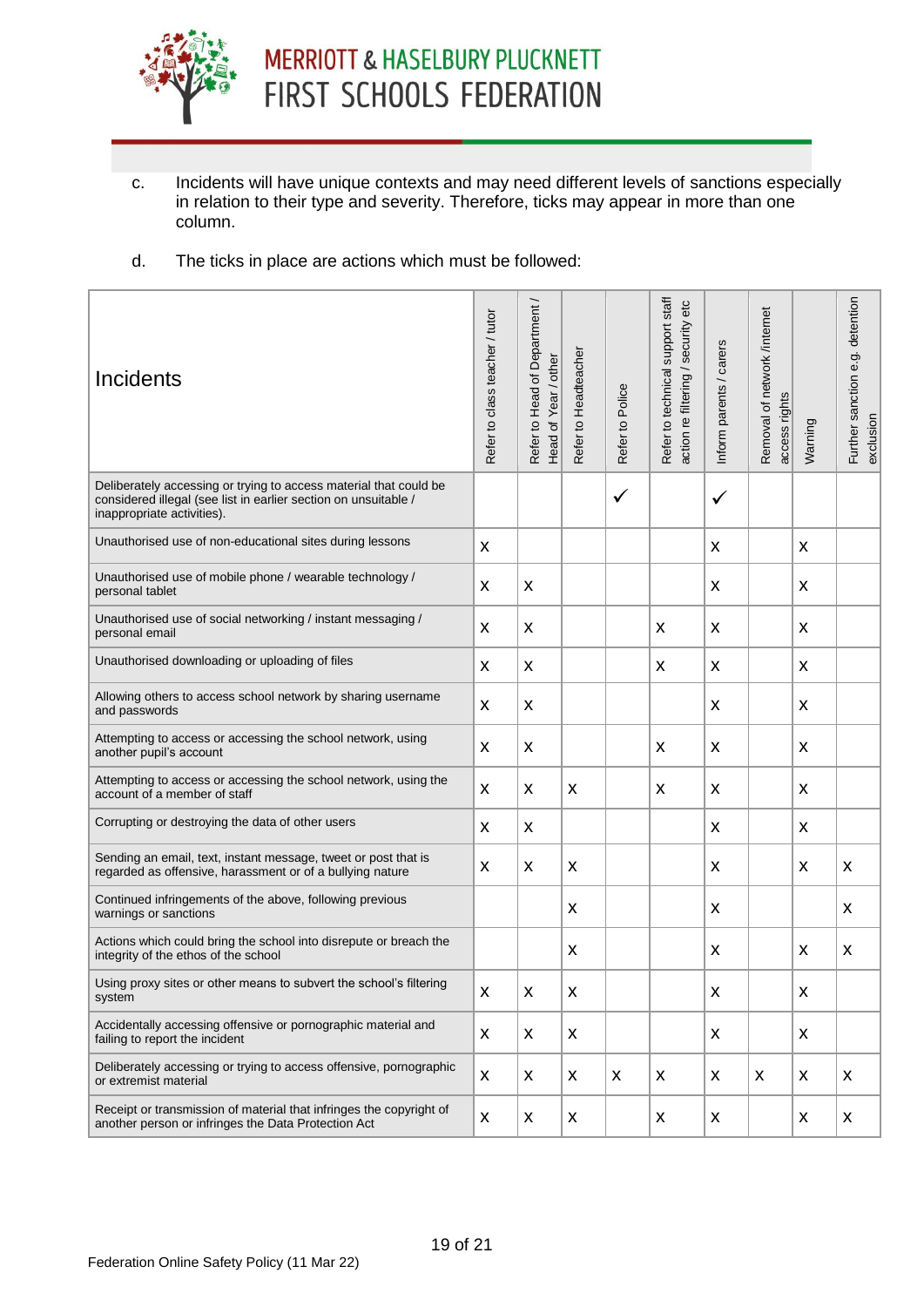c. Incidents will have unique contexts and may need different levels of sanctions especially in relation to their type and severity. Therefore, ticks may appear in more than one column.

d. The ticks in place are actions which must be followed:

| Incidents | Refer to class teacher / tutor | Refer to Head of Department / Head of Year / other | Refer to Headteacher | Refer to Police | Refer to technical support staff action re filtering / security etc | Inform parents / carers | Removal of network /internet access rights | Warning | Further sanction e.g. detention exclusion |
|---|---|---|---|---|---|---|---|---|---|
| Deliberately accessing or trying to access material that could be considered illegal (see list in earlier section on unsuitable / inappropriate activities). | | | | ✓ | | ✓ | | | |
| Unauthorised use of non-educational sites during lessons | X | | | | | X | | X | |
| Unauthorised use of mobile phone / wearable technology / personal tablet | X | X | | | | X | | X | |
| Unauthorised use of social networking / instant messaging / personal email | X | X | | | X | X | | X | |
| Unauthorised downloading or uploading of files | X | X | | | X | X | | X | |
| Allowing others to access school network by sharing username and passwords | X | X | | | | X | | X | |
| Attempting to access or accessing the school network, using another pupil's account | X | X | | | X | X | | X | |
| Attempting to access or accessing the school network, using the account of a member of staff | X | X | X | | X | X | | X | |
| Corrupting or destroying the data of other users | X | X | | | | X | | X | |
| Sending an email, text, instant message, tweet or post that is regarded as offensive, harassment or of a bullying nature | X | X | X | | | X | | X | X |
| Continued infringements of the above, following previous warnings or sanctions | | | X | | | X | | | X |
| Actions which could bring the school into disrepute or breach the integrity of the ethos of the school | | | X | | | X | | X | X |
| Using proxy sites or other means to subvert the school's filtering system | X | X | X | | | X | | X | |
| Accidentally accessing offensive or pornographic material and failing to report the incident | X | X | X | | | X | | X | |
| Deliberately accessing or trying to access offensive, pornographic or extremist material | X | X | X | X | X | X | X | X | X |
| Receipt or transmission of material that infringes the copyright of another person or infringes the Data Protection Act | X | X | X | | X | X | | X | X |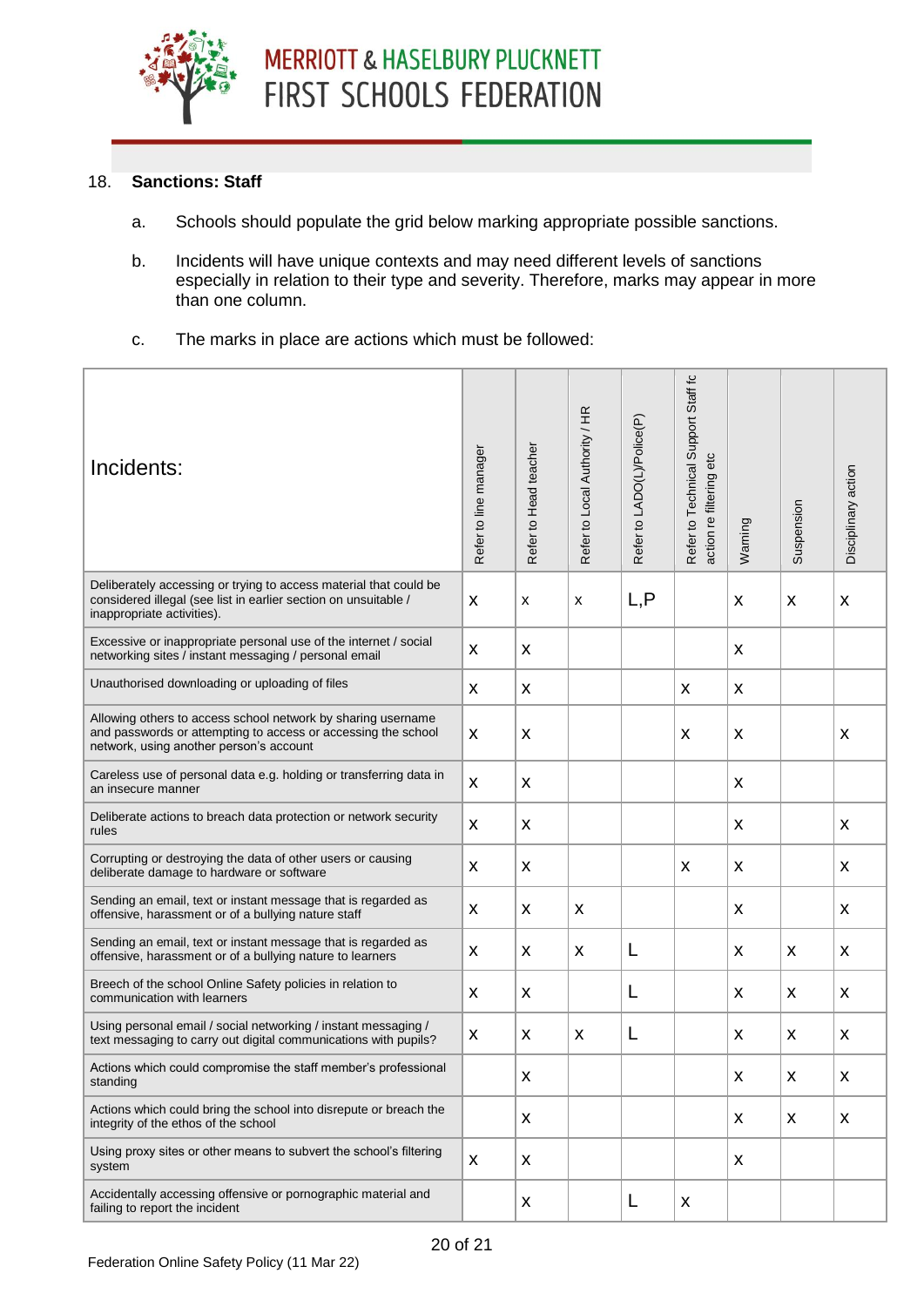18. **Sanctions: Staff**

a. Schools should populate the grid below marking appropriate possible sanctions.

b. Incidents will have unique contexts and may need different levels of sanctions especially in relation to their type and severity. Therefore, marks may appear in more than one column.

c. The marks in place are actions which must be followed:

| Incidents: | Refer to line manager | Refer to Head teacher | Refer to Local Authority / HR | Refer to LADO(L)/Police(P) | Refer to Technical Support Staff fo action re filtering etc | Warning | Suspension | Disciplinary action |
|---|---|---|---|---|---|---|---|---|
| Deliberately accessing or trying to access material that could be considered illegal (see list in earlier section on unsuitable / inappropriate activities). | X | x | x | L,P | | X | X | X |
| Excessive or inappropriate personal use of the internet / social networking sites / instant messaging / personal email | X | X | | | | X | | |
| Unauthorised downloading or uploading of files | X | X | | | X | X | | |
| Allowing others to access school network by sharing username and passwords or attempting to access or accessing the school network, using another person's account | X | X | | | X | X | | X |
| Careless use of personal data e.g. holding or transferring data in an insecure manner | X | X | | | | X | | |
| Deliberate actions to breach data protection or network security rules | X | X | | | | X | | X |
| Corrupting or destroying the data of other users or causing deliberate damage to hardware or software | X | X | | | X | X | | X |
| Sending an email, text or instant message that is regarded as offensive, harassment or of a bullying nature staff | X | X | X | | | X | | X |
| Sending an email, text or instant message that is regarded as offensive, harassment or of a bullying nature to learners | X | X | X | L | | X | X | X |
| Breech of the school Online Safety policies in relation to communication with learners | X | X | | L | | X | X | X |
| Using personal email / social networking / instant messaging / text messaging to carry out digital communications with pupils? | X | X | X | L | | X | X | X |
| Actions which could compromise the staff member's professional standing | | X | | | | X | X | X |
| Actions which could bring the school into disrepute or breach the integrity of the ethos of the school | | X | | | | X | X | X |
| Using proxy sites or other means to subvert the school's filtering system | X | X | | | | X | | |
| Accidentally accessing offensive or pornographic material and failing to report the incident | | X | | L | X | | | |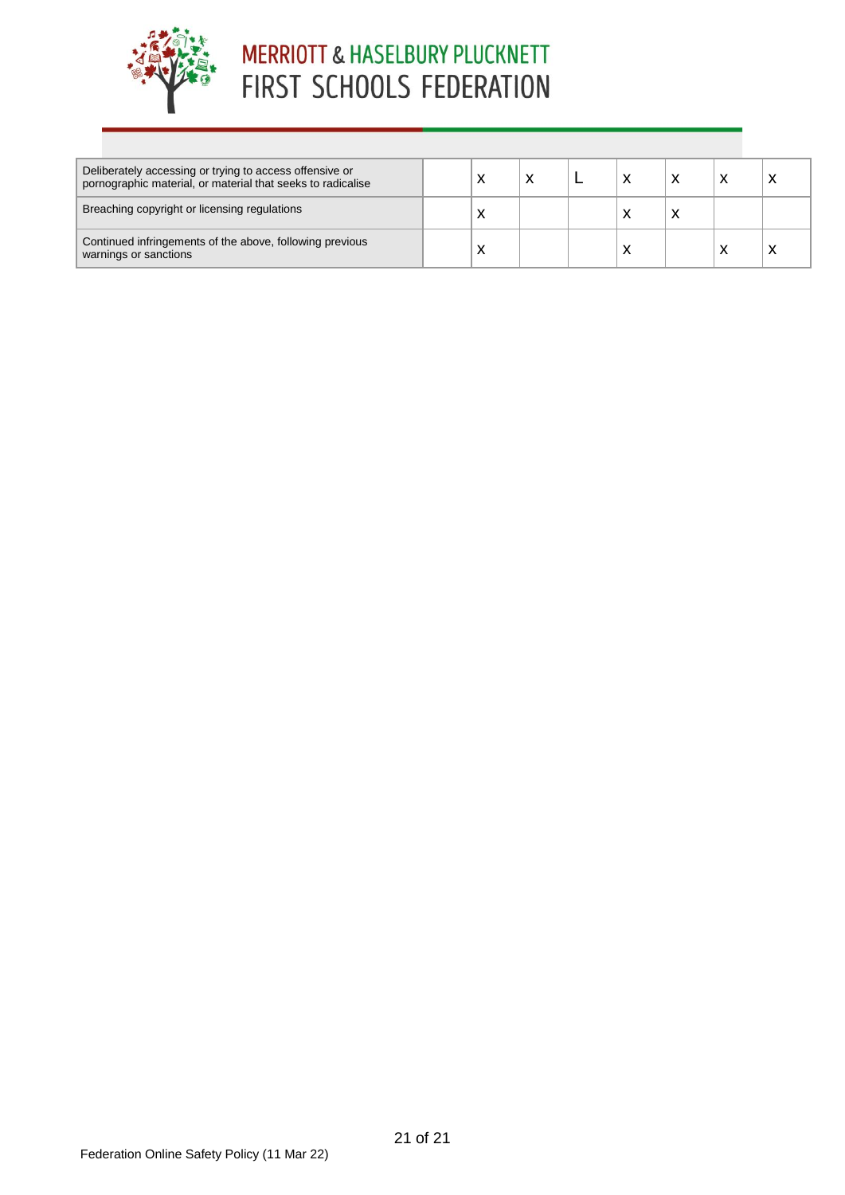| | | | | | | | | |
|---|---|---|---|---|---|---|---|---|
| Deliberately accessing or trying to access offensive or pornographic material, or material that seeks to radicalise | | X | X | L | X | X | X | X |
| Breaching copyright or licensing regulations | | X | | | X | X | | |
| Continued infringements of the above, following previous warnings or sanctions | | X | | | X | | X | X |